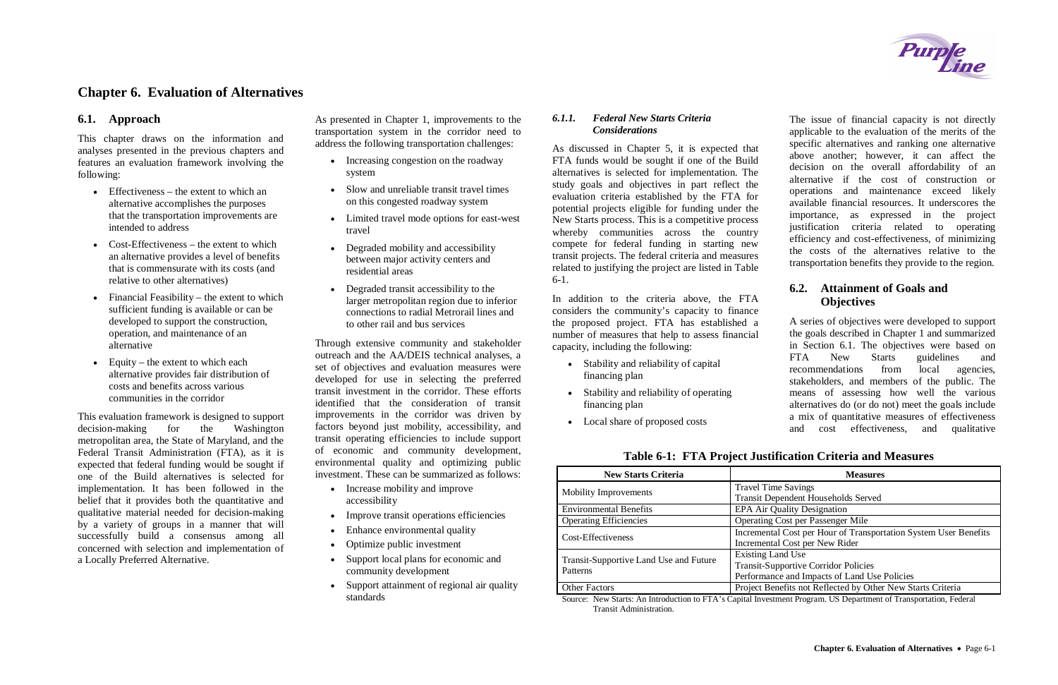# Chapter 6. Evaluation of Alternatives

## 6.1. Approach

This chapter draws on the information and analyses presented in the previous chapters and features an evaluation framework involving the following:

- Effectiveness – the extent to which an alternative accomplishes the purposes that the transportation improvements are intended to address
- Cost-Effectiveness – the extent to which an alternative provides a level of benefits that is commensurate with its costs (and relative to other alternatives)
- Financial Feasibility – the extent to which sufficient funding is available or can be developed to support the construction, operation, and maintenance of an alternative
- Equity – the extent to which each alternative provides fair distribution of costs and benefits across various communities in the corridor

This evaluation framework is designed to support decision-making for the Washington metropolitan area, the State of Maryland, and the Federal Transit Administration (FTA), as it is expected that federal funding would be sought if one of the Build alternatives is selected for implementation. It has been followed in the belief that it provides both the quantitative and qualitative material needed for decision-making by a variety of groups in a manner that will successfully build a consensus among all concerned with selection and implementation of a Locally Preferred Alternative.

As presented in Chapter 1, improvements to the transportation system in the corridor need to address the following transportation challenges:

- Increasing congestion on the roadway system
- Slow and unreliable transit travel times on this congested roadway system
- Limited travel mode options for east-west travel
- Degraded mobility and accessibility between major activity centers and residential areas
- Degraded transit accessibility to the larger metropolitan region due to inferior connections to radial Metrorail lines and to other rail and bus services

Through extensive community and stakeholder outreach and the AA/DEIS technical analyses, a set of objectives and evaluation measures were developed for use in selecting the preferred transit investment in the corridor. These efforts identified that the consideration of transit improvements in the corridor was driven by factors beyond just mobility, accessibility, and transit operating efficiencies to include support of economic and community development, environmental quality and optimizing public investment. These can be summarized as follows:

- Increase mobility and improve accessibility
- Improve transit operations efficiencies
- Enhance environmental quality
- Optimize public investment
- Support local plans for economic and community development
- Support attainment of regional air quality standards

### *6.1.1. Federal New Starts Criteria Considerations*

As discussed in Chapter 5, it is expected that FTA funds would be sought if one of the Build alternatives is selected for implementation. The study goals and objectives in part reflect the evaluation criteria established by the FTA for potential projects eligible for funding under the New Starts process. This is a competitive process whereby communities across the country compete for federal funding in starting new transit projects. The federal criteria and measures related to justifying the project are listed in Table 6-1.

In addition to the criteria above, the FTA considers the community's capacity to finance the proposed project. FTA has established a number of measures that help to assess financial capacity, including the following:

- Stability and reliability of capital financing plan
- Stability and reliability of operating financing plan
- Local share of proposed costs

The issue of financial capacity is not directly applicable to the evaluation of the merits of the specific alternatives and ranking one alternative above another; however, it can affect the decision on the overall affordability of an alternative if the cost of construction or operations and maintenance exceed likely available financial resources. It underscores the importance, as expressed in the project justification criteria related to operating efficiency and cost-effectiveness, of minimizing the costs of the alternatives relative to the transportation benefits they provide to the region.

## 6.2. Attainment of Goals and Objectives

A series of objectives were developed to support the goals described in Chapter 1 and summarized in Section 6.1. The objectives were based on FTA New Starts guidelines and recommendations from local agencies, stakeholders, and members of the public. The means of assessing how well the various alternatives do (or do not) meet the goals include a mix of quantitative measures of effectiveness and cost effectiveness, and qualitative

**Table 6-1: FTA Project Justification Criteria and Measures**

| New Starts Criteria | Measures |
|---|---|
| Mobility Improvements | Travel Time Savings<br>Transit Dependent Households Served |
| Environmental Benefits | EPA Air Quality Designation |
| Operating Efficiencies | Operating Cost per Passenger Mile |
| Cost-Effectiveness | Incremental Cost per Hour of Transportation System User Benefits<br>Incremental Cost per New Rider |
| Transit-Supportive Land Use and Future Patterns | Existing Land Use<br>Transit-Supportive Corridor Policies<br>Performance and Impacts of Land Use Policies |
| Other Factors | Project Benefits not Reflected by Other New Starts Criteria |

Source: New Starts: An Introduction to FTA's Capital Investment Program. US Department of Transportation, Federal Transit Administration.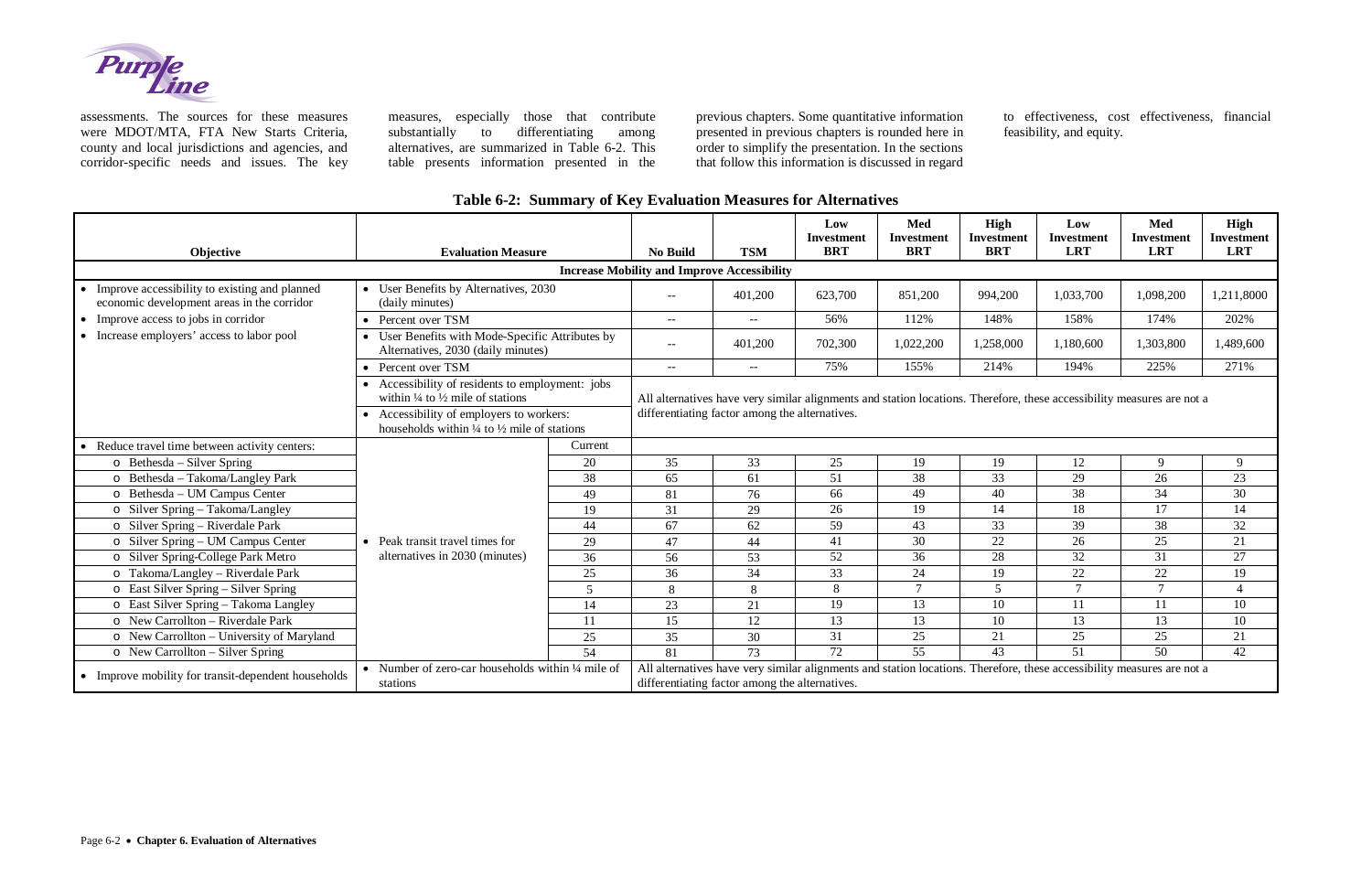assessments. The sources for these measures were MDOT/MTA, FTA New Starts Criteria, county and local jurisdictions and agencies, and corridor-specific needs and issues. The key measures, especially those that contribute substantially to differentiating among alternatives, are summarized in Table 6-2. This table presents information presented in the previous chapters. Some quantitative information presented in previous chapters is rounded here in order to simplify the presentation. In the sections that follow this information is discussed in regard to effectiveness, cost effectiveness, financial feasibility, and equity.

**Table 6-2: Summary of Key Evaluation Measures for Alternatives**

| Objective | Evaluation Measure | | No Build | TSM | Low Investment BRT | Med Investment BRT | High Investment BRT | Low Investment LRT | Med Investment LRT | High Investment LRT |
|---|---|---|---|---|---|---|---|---|---|---|
| **Increase Mobility and Improve Accessibility** | | | | | | | | | | |
| • Improve accessibility to existing and planned economic development areas in the corridor | • User Benefits by Alternatives, 2030 (daily minutes) | | -- | 401,200 | 623,700 | 851,200 | 994,200 | 1,033,700 | 1,098,200 | 1,211,8000 |
| • Improve access to jobs in corridor | • Percent over TSM | | -- | -- | 56% | 112% | 148% | 158% | 174% | 202% |
| • Increase employers' access to labor pool | • User Benefits with Mode-Specific Attributes by Alternatives, 2030 (daily minutes) | | -- | 401,200 | 702,300 | 1,022,200 | 1,258,000 | 1,180,600 | 1,303,800 | 1,489,600 |
| | • Percent over TSM | | -- | -- | 75% | 155% | 214% | 194% | 225% | 271% |
| | • Accessibility of residents to employment: jobs within ¼ to ½ mile of stations<br>• Accessibility of employers to workers: households within ¼ to ½ mile of stations | | All alternatives have very similar alignments and station locations. Therefore, these accessibility measures are not a differentiating factor among the alternatives. | | | | | | | |
| • Reduce travel time between activity centers: | | Current | | | | | | | | |
| o Bethesda – Silver Spring | • Peak transit travel times for alternatives in 2030 (minutes) | 20 | 35 | 33 | 25 | 19 | 19 | 12 | 9 | 9 |
| o Bethesda – Takoma/Langley Park | | 38 | 65 | 61 | 51 | 38 | 33 | 29 | 26 | 23 |
| o Bethesda – UM Campus Center | | 49 | 81 | 76 | 66 | 49 | 40 | 38 | 34 | 30 |
| o Silver Spring – Takoma/Langley | | 19 | 31 | 29 | 26 | 19 | 14 | 18 | 17 | 14 |
| o Silver Spring – Riverdale Park | | 44 | 67 | 62 | 59 | 43 | 33 | 39 | 38 | 32 |
| o Silver Spring – UM Campus Center | | 29 | 47 | 44 | 41 | 30 | 22 | 26 | 25 | 21 |
| o Silver Spring-College Park Metro | | 36 | 56 | 53 | 52 | 36 | 28 | 32 | 31 | 27 |
| o Takoma/Langley – Riverdale Park | | 25 | 36 | 34 | 33 | 24 | 19 | 22 | 22 | 19 |
| o East Silver Spring – Silver Spring | | 5 | 8 | 8 | 8 | 7 | 5 | 7 | 7 | 4 |
| o East Silver Spring – Takoma Langley | | 14 | 23 | 21 | 19 | 13 | 10 | 11 | 11 | 10 |
| o New Carrollton – Riverdale Park | | 11 | 15 | 12 | 13 | 13 | 10 | 13 | 13 | 10 |
| o New Carrollton – University of Maryland | | 25 | 35 | 30 | 31 | 25 | 21 | 25 | 25 | 21 |
| o New Carrollton – Silver Spring | | 54 | 81 | 73 | 72 | 55 | 43 | 51 | 50 | 42 |
| • Improve mobility for transit-dependent households | • Number of zero-car households within ¼ mile of stations | | All alternatives have very similar alignments and station locations. Therefore, these accessibility measures are not a differentiating factor among the alternatives. | | | | | | | |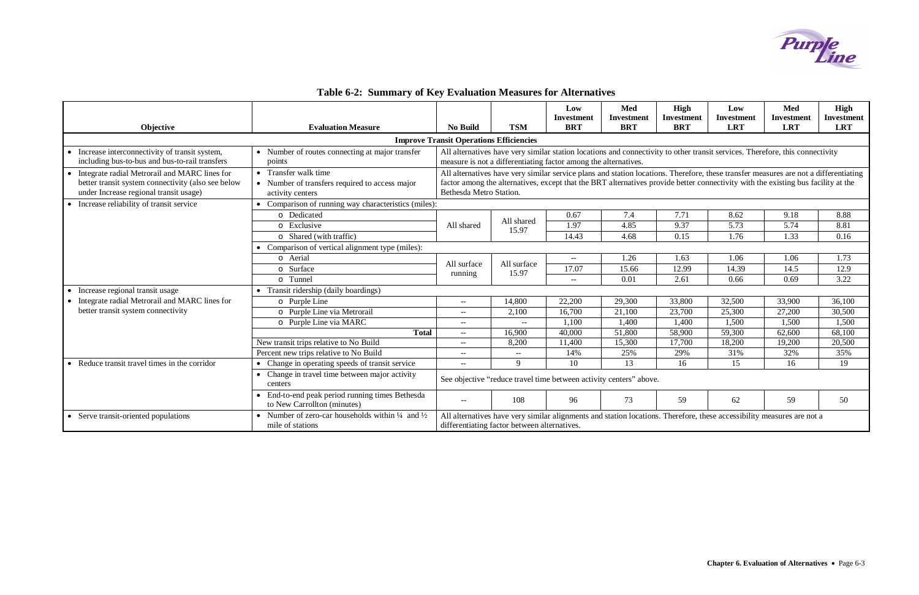## Table 6-2: Summary of Key Evaluation Measures for Alternatives

| Objective | Evaluation Measure | No Build | TSM | Low Investment BRT | Med Investment BRT | High Investment BRT | Low Investment LRT | Med Investment LRT | High Investment LRT |
|---|---|---|---|---|---|---|---|---|---|
| **Improve Transit Operations Efficiencies** | | | | | | | | | |
| • Increase interconnectivity of transit system, including bus-to-bus and bus-to-rail transfers | • Number of routes connecting at major transfer points | All alternatives have very similar station locations and connectivity to other transit services. Therefore, this connectivity measure is not a differentiating factor among the alternatives. | | | | | | | |
| • Integrate radial Metrorail and MARC lines for better transit system connectivity (also see below under Increase regional transit usage) | • Transfer walk time<br>• Number of transfers required to access major activity centers | All alternatives have very similar service plans and station locations. Therefore, these transfer measures are not a differentiating factor among the alternatives, except that the BRT alternatives provide better connectivity with the existing bus facility at the Bethesda Metro Station. | | | | | | | |
| • Increase reliability of transit service | • Comparison of running way characteristics (miles): | | | | | | | | |
| | o Dedicated | All shared | All shared 15.97 | 0.67 | 7.4 | 7.71 | 8.62 | 9.18 | 8.88 |
| | o Exclusive | | | 1.97 | 4.85 | 9.37 | 5.73 | 5.74 | 8.81 |
| | o Shared (with traffic) | | | 14.43 | 4.68 | 0.15 | 1.76 | 1.33 | 0.16 |
| | • Comparison of vertical alignment type (miles): | | | | | | | | |
| | o Aerial | All surface running | All surface 15.97 | -- | 1.26 | 1.63 | 1.06 | 1.06 | 1.73 |
| | o Surface | | | 17.07 | 15.66 | 12.99 | 14.39 | 14.5 | 12.9 |
| | o Tunnel | | | -- | 0.01 | 2.61 | 0.66 | 0.69 | 3.22 |
| • Increase regional transit usage<br>• Integrate radial Metrorail and MARC lines for better transit system connectivity | • Transit ridership (daily boardings) | | | | | | | | |
| | o Purple Line | -- | 14,800 | 22,200 | 29,300 | 33,800 | 32,500 | 33,900 | 36,100 |
| | o Purple Line via Metrorail | -- | 2,100 | 16,700 | 21,100 | 23,700 | 25,300 | 27,200 | 30,500 |
| | o Purple Line via MARC | -- | -- | 1,100 | 1,400 | 1,400 | 1,500 | 1,500 | 1,500 |
| | **Total** | -- | 16,900 | 40,000 | 51,800 | 58,900 | 59,300 | 62,600 | 68,100 |
| | New transit trips relative to No Build | -- | 8,200 | 11,400 | 15,300 | 17,700 | 18,200 | 19,200 | 20,500 |
| | Percent new trips relative to No Build | -- | -- | 14% | 25% | 29% | 31% | 32% | 35% |
| • Reduce transit travel times in the corridor | • Change in operating speeds of transit service | -- | 9 | 10 | 13 | 16 | 15 | 16 | 19 |
| | • Change in travel time between major activity centers | See objective "reduce travel time between activity centers" above. | | | | | | | |
| | • End-to-end peak period running times Bethesda to New Carrollton (minutes) | -- | 108 | 96 | 73 | 59 | 62 | 59 | 50 |
| • Serve transit-oriented populations | • Number of zero-car households within ¼ and ½ mile of stations | All alternatives have very similar alignments and station locations. Therefore, these accessibility measures are not a differentiating factor between alternatives. | | | | | | | |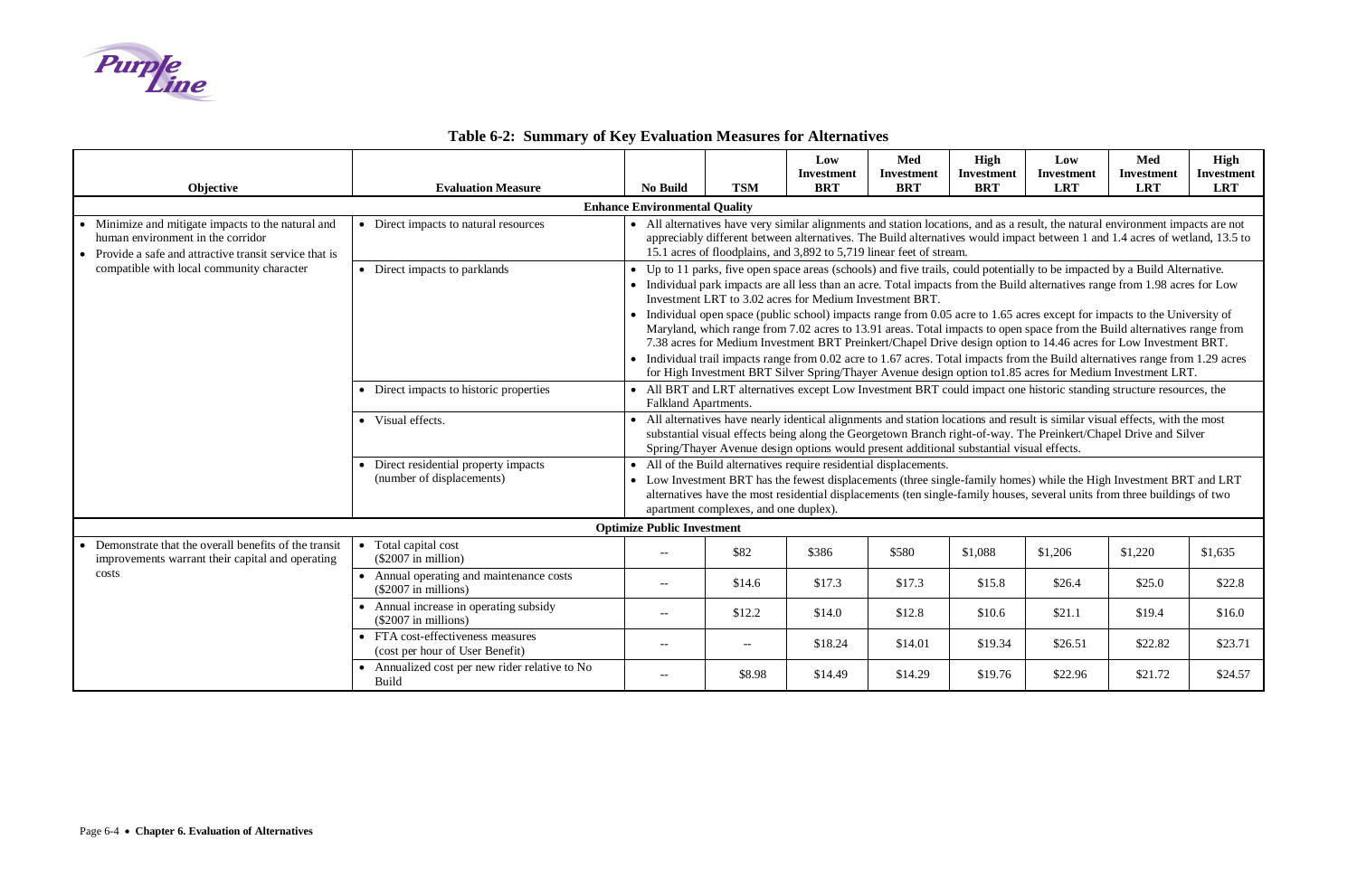# Table 6-2: Summary of Key Evaluation Measures for Alternatives

| Objective | Evaluation Measure | No Build | TSM | Low Investment BRT | Med Investment BRT | High Investment BRT | Low Investment LRT | Med Investment LRT | High Investment LRT |
|---|---|---|---|---|---|---|---|---|---|
| **Enhance Environmental Quality** | | | | | | | | | |
| • Minimize and mitigate impacts to the natural and human environment in the corridor<br>• Provide a safe and attractive transit service that is compatible with local community character | • Direct impacts to natural resources | • All alternatives have very similar alignments and station locations, and as a result, the natural environment impacts are not appreciably different between alternatives. The Build alternatives would impact between 1 and 1.4 acres of wetland, 13.5 to 15.1 acres of floodplains, and 3,892 to 5,719 linear feet of stream. | | | | | | | |
| | • Direct impacts to parklands | • Up to 11 parks, five open space areas (schools) and five trails, could potentially to be impacted by a Build Alternative.<br>• Individual park impacts are all less than an acre. Total impacts from the Build alternatives range from 1.98 acres for Low Investment LRT to 3.02 acres for Medium Investment BRT.<br>• Individual open space (public school) impacts range from 0.05 acre to 1.65 acres except for impacts to the University of Maryland, which range from 7.02 acres to 13.91 areas. Total impacts to open space from the Build alternatives range from 7.38 acres for Medium Investment BRT Preinkert/Chapel Drive design option to 14.46 acres for Low Investment BRT.<br>• Individual trail impacts range from 0.02 acre to 1.67 acres. Total impacts from the Build alternatives range from 1.29 acres for High Investment BRT Silver Spring/Thayer Avenue design option to1.85 acres for Medium Investment LRT. | | | | | | | |
| | • Direct impacts to historic properties | • All BRT and LRT alternatives except Low Investment BRT could impact one historic standing structure resources, the Falkland Apartments. | | | | | | | |
| | • Visual effects. | • All alternatives have nearly identical alignments and station locations and result is similar visual effects, with the most substantial visual effects being along the Georgetown Branch right-of-way. The Preinkert/Chapel Drive and Silver Spring/Thayer Avenue design options would present additional substantial visual effects. | | | | | | | |
| | • Direct residential property impacts (number of displacements) | • All of the Build alternatives require residential displacements.<br>• Low Investment BRT has the fewest displacements (three single-family homes) while the High Investment BRT and LRT alternatives have the most residential displacements (ten single-family houses, several units from three buildings of two apartment complexes, and one duplex). | | | | | | | |
| **Optimize Public Investment** | | | | | | | | | |
| • Demonstrate that the overall benefits of the transit improvements warrant their capital and operating costs | • Total capital cost ($2007 in million) | -- | $82 | $386 | $580 | $1,088 | $1,206 | $1,220 | $1,635 |
| | • Annual operating and maintenance costs ($2007 in millions) | -- | $14.6 | $17.3 | $17.3 | $15.8 | $26.4 | $25.0 | $22.8 |
| | • Annual increase in operating subsidy ($2007 in millions) | -- | $12.2 | $14.0 | $12.8 | $10.6 | $21.1 | $19.4 | $16.0 |
| | • FTA cost-effectiveness measures (cost per hour of User Benefit) | -- | -- | $18.24 | $14.01 | $19.34 | $26.51 | $22.82 | $23.71 |
| | • Annualized cost per new rider relative to No Build | -- | $8.98 | $14.49 | $14.29 | $19.76 | $22.96 | $21.72 | $24.57 |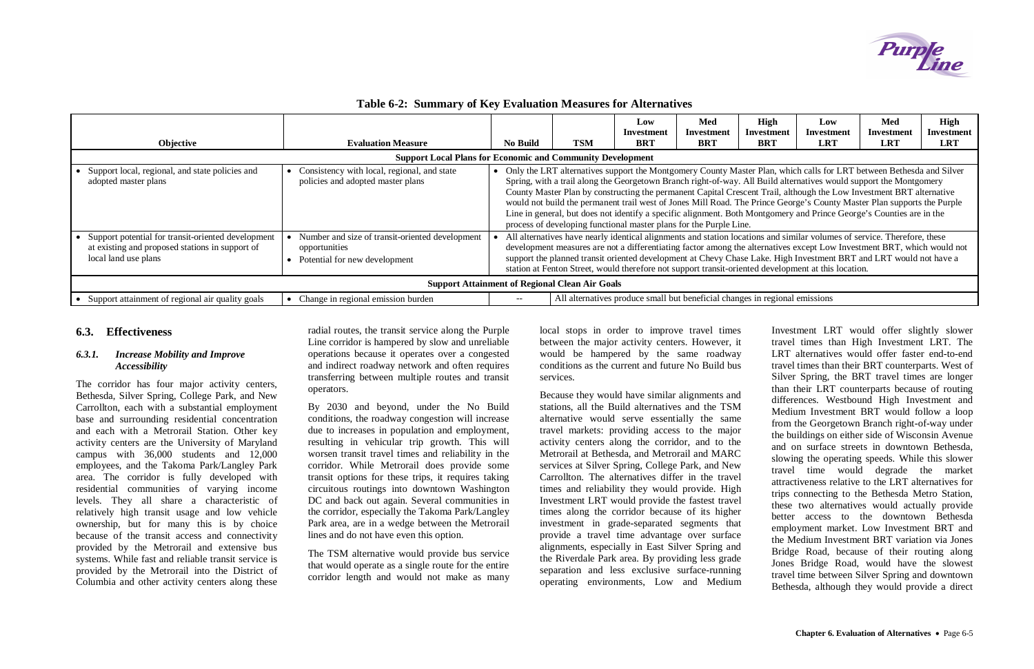**Table 6-2: Summary of Key Evaluation Measures for Alternatives**

| Objective | Evaluation Measure | No Build | TSM | Low Investment BRT | Med Investment BRT | High Investment BRT | Low Investment LRT | Med Investment LRT | High Investment LRT |
|---|---|---|---|---|---|---|---|---|---|
| **Support Local Plans for Economic and Community Development** | | | | | | | | | |
| • Support local, regional, and state policies and adopted master plans | • Consistency with local, regional, and state policies and adopted master plans | • Only the LRT alternatives support the Montgomery County Master Plan, which calls for LRT between Bethesda and Silver Spring, with a trail along the Georgetown Branch right-of-way. All Build alternatives would support the Montgomery County Master Plan by constructing the permanent Capital Crescent Trail, although the Low Investment BRT alternative would not build the permanent trail west of Jones Mill Road. The Prince George's County Master Plan supports the Purple Line in general, but does not identify a specific alignment. Both Montgomery and Prince George's Counties are in the process of developing functional master plans for the Purple Line. | | | | | | | |
| • Support potential for transit-oriented development at existing and proposed stations in support of local land use plans | • Number and size of transit-oriented development opportunities<br>• Potential for new development | • All alternatives have nearly identical alignments and station locations and similar volumes of service. Therefore, these development measures are not a differentiating factor among the alternatives except Low Investment BRT, which would not support the planned transit oriented development at Chevy Chase Lake. High Investment BRT and LRT would not have a station at Fenton Street, would therefore not support transit-oriented development at this location. | | | | | | | |
| **Support Attainment of Regional Clean Air Goals** | | | | | | | | | |
| • Support attainment of regional air quality goals | • Change in regional emission burden | -- | All alternatives produce small but beneficial changes in regional emissions | | | | | | |

## 6.3. Effectiveness

### *6.3.1. Increase Mobility and Improve Accessibility*

The corridor has four major activity centers, Bethesda, Silver Spring, College Park, and New Carrollton, each with a substantial employment base and surrounding residential concentration and each with a Metrorail Station. Other key activity centers are the University of Maryland campus with 36,000 students and 12,000 employees, and the Takoma Park/Langley Park area. The corridor is fully developed with residential communities of varying income levels. They all share a characteristic of relatively high transit usage and low vehicle ownership, but for many this is by choice because of the transit access and connectivity provided by the Metrorail and extensive bus systems. While fast and reliable transit service is provided by the Metrorail into the District of Columbia and other activity centers along these radial routes, the transit service along the Purple Line corridor is hampered by slow and unreliable operations because it operates over a congested and indirect roadway network and often requires transferring between multiple routes and transit operators.

By 2030 and beyond, under the No Build conditions, the roadway congestion will increase due to increases in population and employment, resulting in vehicular trip growth. This will worsen transit travel times and reliability in the corridor. While Metrorail does provide some transit options for these trips, it requires taking circuitous routings into downtown Washington DC and back out again. Several communities in the corridor, especially the Takoma Park/Langley Park area, are in a wedge between the Metrorail lines and do not have even this option.

The TSM alternative would provide bus service that would operate as a single route for the entire corridor length and would not make as many local stops in order to improve travel times between the major activity centers. However, it would be hampered by the same roadway conditions as the current and future No Build bus services.

Because they would have similar alignments and stations, all the Build alternatives and the TSM alternative would serve essentially the same travel markets: providing access to the major activity centers along the corridor, and to the Metrorail at Bethesda, and Metrorail and MARC services at Silver Spring, College Park, and New Carrollton. The alternatives differ in the travel times and reliability they would provide. High Investment LRT would provide the fastest travel times along the corridor because of its higher investment in grade-separated segments that provide a travel time advantage over surface alignments, especially in East Silver Spring and the Riverdale Park area. By providing less grade separation and less exclusive surface-running operating environments, Low and Medium Investment LRT would offer slightly slower travel times than High Investment LRT. The LRT alternatives would offer faster end-to-end travel times than their BRT counterparts. West of Silver Spring, the BRT travel times are longer than their LRT counterparts because of routing differences. Westbound High Investment and Medium Investment BRT would follow a loop from the Georgetown Branch right-of-way under the buildings on either side of Wisconsin Avenue and on surface streets in downtown Bethesda, slowing the operating speeds. While this slower travel time would degrade the market attractiveness relative to the LRT alternatives for trips connecting to the Bethesda Metro Station, these two alternatives would actually provide better access to the downtown Bethesda employment market. Low Investment BRT and the Medium Investment BRT variation via Jones Bridge Road, because of their routing along Jones Bridge Road, would have the slowest travel time between Silver Spring and downtown Bethesda, although they would provide a direct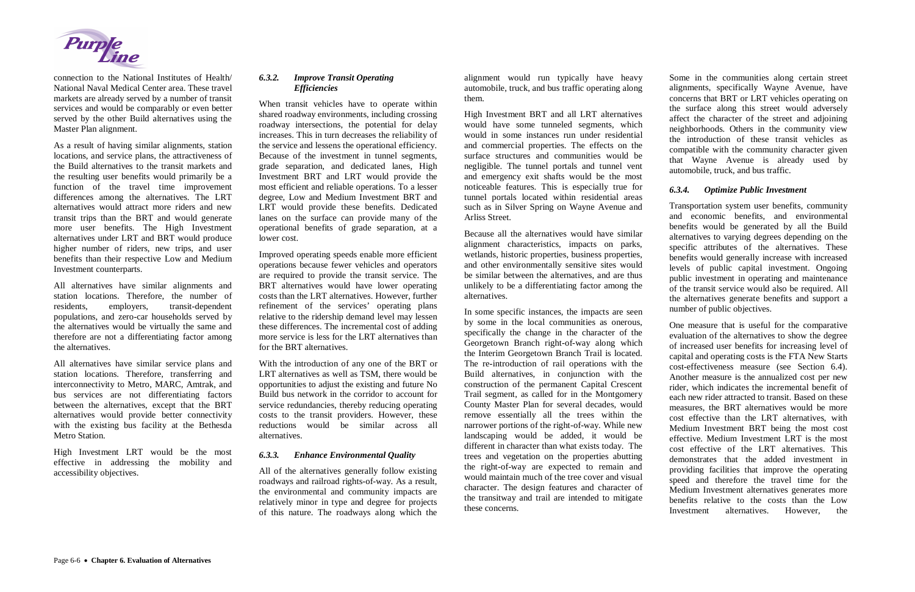connection to the National Institutes of Health/ National Naval Medical Center area. These travel markets are already served by a number of transit services and would be comparably or even better served by the other Build alternatives using the Master Plan alignment.

As a result of having similar alignments, station locations, and service plans, the attractiveness of the Build alternatives to the transit markets and the resulting user benefits would primarily be a function of the travel time improvement differences among the alternatives. The LRT alternatives would attract more riders and new transit trips than the BRT and would generate more user benefits. The High Investment alternatives under LRT and BRT would produce higher number of riders, new trips, and user benefits than their respective Low and Medium Investment counterparts.

All alternatives have similar alignments and station locations. Therefore, the number of residents, employers, transit-dependent populations, and zero-car households served by the alternatives would be virtually the same and therefore are not a differentiating factor among the alternatives.

All alternatives have similar service plans and station locations. Therefore, transferring and interconnectivity to Metro, MARC, Amtrak, and bus services are not differentiating factors between the alternatives, except that the BRT alternatives would provide better connectivity with the existing bus facility at the Bethesda Metro Station.

High Investment LRT would be the most effective in addressing the mobility and accessibility objectives.

#### *6.3.2. Improve Transit Operating Efficiencies*

When transit vehicles have to operate within shared roadway environments, including crossing roadway intersections, the potential for delay increases. This in turn decreases the reliability of the service and lessens the operational efficiency. Because of the investment in tunnel segments, grade separation, and dedicated lanes, High Investment BRT and LRT would provide the most efficient and reliable operations. To a lesser degree, Low and Medium Investment BRT and LRT would provide these benefits. Dedicated lanes on the surface can provide many of the operational benefits of grade separation, at a lower cost.

Improved operating speeds enable more efficient operations because fewer vehicles and operators are required to provide the transit service. The BRT alternatives would have lower operating costs than the LRT alternatives. However, further refinement of the services' operating plans relative to the ridership demand level may lessen these differences. The incremental cost of adding more service is less for the LRT alternatives than for the BRT alternatives.

With the introduction of any one of the BRT or LRT alternatives as well as TSM, there would be opportunities to adjust the existing and future No Build bus network in the corridor to account for service redundancies, thereby reducing operating costs to the transit providers. However, these reductions would be similar across all alternatives.

#### *6.3.3. Enhance Environmental Quality*

All of the alternatives generally follow existing roadways and railroad rights-of-way. As a result, the environmental and community impacts are relatively minor in type and degree for projects of this nature. The roadways along which the alignment would run typically have heavy automobile, truck, and bus traffic operating along them.

High Investment BRT and all LRT alternatives would have some tunneled segments, which would in some instances run under residential and commercial properties. The effects on the surface structures and communities would be negligible. The tunnel portals and tunnel vent and emergency exit shafts would be the most noticeable features. This is especially true for tunnel portals located within residential areas such as in Silver Spring on Wayne Avenue and Arliss Street.

Because all the alternatives would have similar alignment characteristics, impacts on parks, wetlands, historic properties, business properties, and other environmentally sensitive sites would be similar between the alternatives, and are thus unlikely to be a differentiating factor among the alternatives.

In some specific instances, the impacts are seen by some in the local communities as onerous, specifically the change in the character of the Georgetown Branch right-of-way along which the Interim Georgetown Branch Trail is located. The re-introduction of rail operations with the Build alternatives, in conjunction with the construction of the permanent Capital Crescent Trail segment, as called for in the Montgomery County Master Plan for several decades, would remove essentially all the trees within the narrower portions of the right-of-way. While new landscaping would be added, it would be different in character than what exists today. The trees and vegetation on the properties abutting the right-of-way are expected to remain and would maintain much of the tree cover and visual character. The design features and character of the transitway and trail are intended to mitigate these concerns.

Some in the communities along certain street alignments, specifically Wayne Avenue, have concerns that BRT or LRT vehicles operating on the surface along this street would adversely affect the character of the street and adjoining neighborhoods. Others in the community view the introduction of these transit vehicles as compatible with the community character given that Wayne Avenue is already used by automobile, truck, and bus traffic.

#### *6.3.4. Optimize Public Investment*

Transportation system user benefits, community and economic benefits, and environmental benefits would be generated by all the Build alternatives to varying degrees depending on the specific attributes of the alternatives. These benefits would generally increase with increased levels of public capital investment. Ongoing public investment in operating and maintenance of the transit service would also be required. All the alternatives generate benefits and support a number of public objectives.

One measure that is useful for the comparative evaluation of the alternatives to show the degree of increased user benefits for increasing level of capital and operating costs is the FTA New Starts cost-effectiveness measure (see Section 6.4). Another measure is the annualized cost per new rider, which indicates the incremental benefit of each new rider attracted to transit. Based on these measures, the BRT alternatives would be more cost effective than the LRT alternatives, with Medium Investment BRT being the most cost effective. Medium Investment LRT is the most cost effective of the LRT alternatives. This demonstrates that the added investment in providing facilities that improve the operating speed and therefore the travel time for the Medium Investment alternatives generates more benefits relative to the costs than the Low Investment alternatives. However, the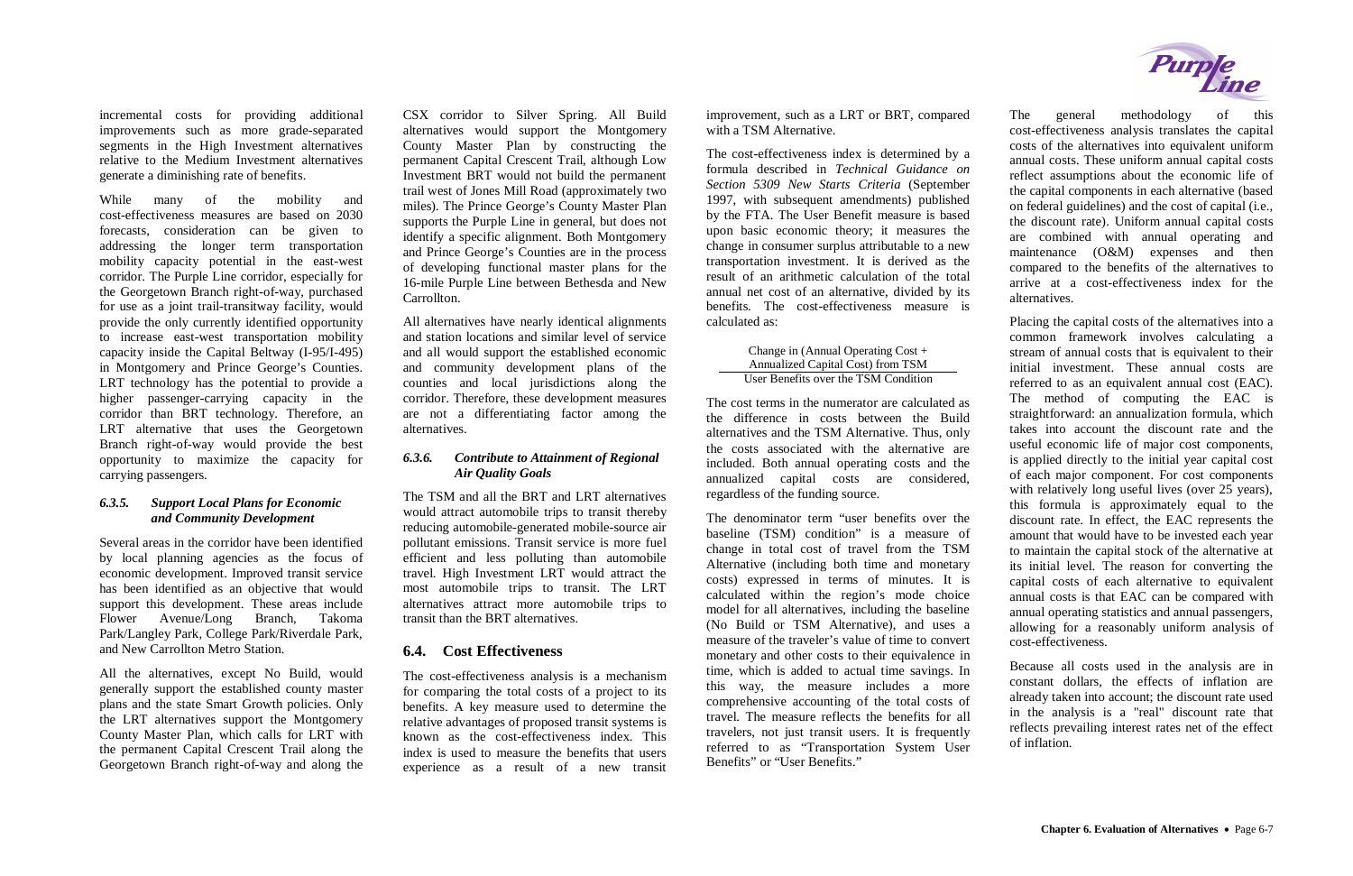incremental costs for providing additional improvements such as more grade-separated segments in the High Investment alternatives relative to the Medium Investment alternatives generate a diminishing rate of benefits.

While many of the mobility and cost-effectiveness measures are based on 2030 forecasts, consideration can be given to addressing the longer term transportation mobility capacity potential in the east-west corridor. The Purple Line corridor, especially for the Georgetown Branch right-of-way, purchased for use as a joint trail-transitway facility, would provide the only currently identified opportunity to increase east-west transportation mobility capacity inside the Capital Beltway (I-95/I-495) in Montgomery and Prince George's Counties. LRT technology has the potential to provide a higher passenger-carrying capacity in the corridor than BRT technology. Therefore, an LRT alternative that uses the Georgetown Branch right-of-way would provide the best opportunity to maximize the capacity for carrying passengers.

#### *6.3.5. Support Local Plans for Economic and Community Development*

Several areas in the corridor have been identified by local planning agencies as the focus of economic development. Improved transit service has been identified as an objective that would support this development. These areas include Flower Avenue/Long Branch, Takoma Park/Langley Park, College Park/Riverdale Park, and New Carrollton Metro Station.

All the alternatives, except No Build, would generally support the established county master plans and the state Smart Growth policies. Only the LRT alternatives support the Montgomery County Master Plan, which calls for LRT with the permanent Capital Crescent Trail along the Georgetown Branch right-of-way and along the CSX corridor to Silver Spring. All Build alternatives would support the Montgomery County Master Plan by constructing the permanent Capital Crescent Trail, although Low Investment BRT would not build the permanent trail west of Jones Mill Road (approximately two miles). The Prince George's County Master Plan supports the Purple Line in general, but does not identify a specific alignment. Both Montgomery and Prince George's Counties are in the process of developing functional master plans for the 16-mile Purple Line between Bethesda and New Carrollton.

All alternatives have nearly identical alignments and station locations and similar level of service and all would support the established economic and community development plans of the counties and local jurisdictions along the corridor. Therefore, these development measures are not a differentiating factor among the alternatives.

#### *6.3.6. Contribute to Attainment of Regional Air Quality Goals*

The TSM and all the BRT and LRT alternatives would attract automobile trips to transit thereby reducing automobile-generated mobile-source air pollutant emissions. Transit service is more fuel efficient and less polluting than automobile travel. High Investment LRT would attract the most automobile trips to transit. The LRT alternatives attract more automobile trips to transit than the BRT alternatives.

## 6.4. Cost Effectiveness

The cost-effectiveness analysis is a mechanism for comparing the total costs of a project to its benefits. A key measure used to determine the relative advantages of proposed transit systems is known as the cost-effectiveness index. This index is used to measure the benefits that users experience as a result of a new transit improvement, such as a LRT or BRT, compared with a TSM Alternative.

The cost-effectiveness index is determined by a formula described in *Technical Guidance on Section 5309 New Starts Criteria* (September 1997, with subsequent amendments) published by the FTA. The User Benefit measure is based upon basic economic theory; it measures the change in consumer surplus attributable to a new transportation investment. It is derived as the result of an arithmetic calculation of the total annual net cost of an alternative, divided by its benefits. The cost-effectiveness measure is calculated as:

$$\frac{\text{Change in (Annual Operating Cost + Annualized Capital Cost) from TSM}}{\text{User Benefits over the TSM Condition}}$$

The cost terms in the numerator are calculated as the difference in costs between the Build alternatives and the TSM Alternative. Thus, only the costs associated with the alternative are included. Both annual operating costs and the annualized capital costs are considered, regardless of the funding source.

The denominator term "user benefits over the baseline (TSM) condition" is a measure of change in total cost of travel from the TSM Alternative (including both time and monetary costs) expressed in terms of minutes. It is calculated within the region's mode choice model for all alternatives, including the baseline (No Build or TSM Alternative), and uses a measure of the traveler's value of time to convert monetary and other costs to their equivalence in time, which is added to actual time savings. In this way, the measure includes a more comprehensive accounting of the total costs of travel. The measure reflects the benefits for all travelers, not just transit users. It is frequently referred to as "Transportation System User Benefits" or "User Benefits."

The general methodology of this cost-effectiveness analysis translates the capital costs of the alternatives into equivalent uniform annual costs. These uniform annual capital costs reflect assumptions about the economic life of the capital components in each alternative (based on federal guidelines) and the cost of capital (i.e., the discount rate). Uniform annual capital costs are combined with annual operating and maintenance (O&M) expenses and then compared to the benefits of the alternatives to arrive at a cost-effectiveness index for the alternatives.

Placing the capital costs of the alternatives into a common framework involves calculating a stream of annual costs that is equivalent to their initial investment. These annual costs are referred to as an equivalent annual cost (EAC). The method of computing the EAC is straightforward: an annualization formula, which takes into account the discount rate and the useful economic life of major cost components, is applied directly to the initial year capital cost of each major component. For cost components with relatively long useful lives (over 25 years), this formula is approximately equal to the discount rate. In effect, the EAC represents the amount that would have to be invested each year to maintain the capital stock of the alternative at its initial level. The reason for converting the capital costs of each alternative to equivalent annual costs is that EAC can be compared with annual operating statistics and annual passengers, allowing for a reasonably uniform analysis of cost-effectiveness.

Because all costs used in the analysis are in constant dollars, the effects of inflation are already taken into account; the discount rate used in the analysis is a "real" discount rate that reflects prevailing interest rates net of the effect of inflation.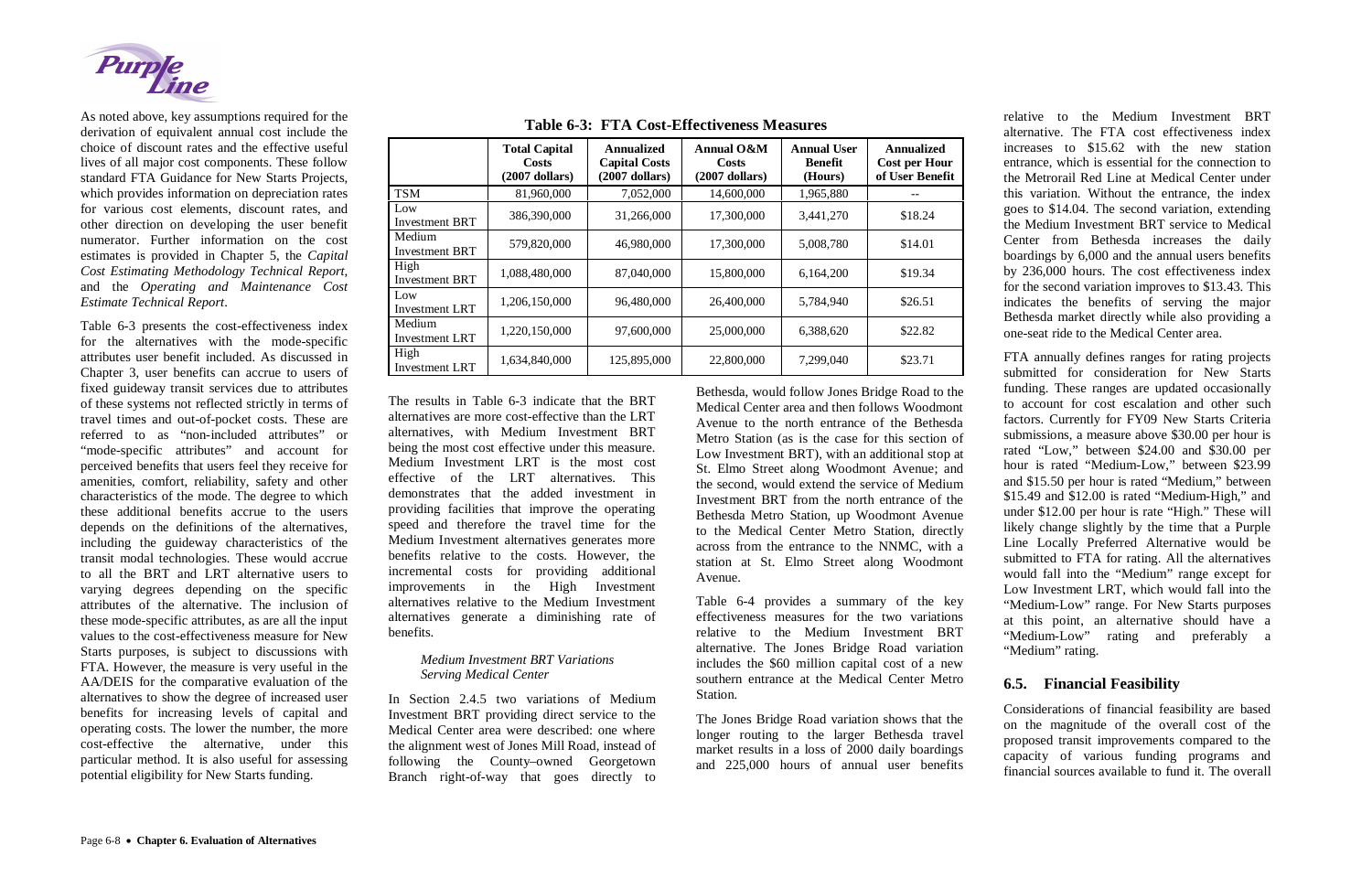As noted above, key assumptions required for the derivation of equivalent annual cost include the choice of discount rates and the effective useful lives of all major cost components. These follow standard FTA Guidance for New Starts Projects, which provides information on depreciation rates for various cost elements, discount rates, and other direction on developing the user benefit numerator. Further information on the cost estimates is provided in Chapter 5, the *Capital Cost Estimating Methodology Technical Report*, and the *Operating and Maintenance Cost Estimate Technical Report*.

Table 6-3 presents the cost-effectiveness index for the alternatives with the mode-specific attributes user benefit included. As discussed in Chapter 3, user benefits can accrue to users of fixed guideway transit services due to attributes of these systems not reflected strictly in terms of travel times and out-of-pocket costs. These are referred to as "non-included attributes" or "mode-specific attributes" and account for perceived benefits that users feel they receive for amenities, comfort, reliability, safety and other characteristics of the mode. The degree to which these additional benefits accrue to the users depends on the definitions of the alternatives, including the guideway characteristics of the transit modal technologies. These would accrue to all the BRT and LRT alternative users to varying degrees depending on the specific attributes of the alternative. The inclusion of these mode-specific attributes, as are all the input values to the cost-effectiveness measure for New Starts purposes, is subject to discussions with FTA. However, the measure is very useful in the AA/DEIS for the comparative evaluation of the alternatives to show the degree of increased user benefits for increasing levels of capital and operating costs. The lower the number, the more cost-effective the alternative, under this particular method. It is also useful for assessing potential eligibility for New Starts funding.

**Table 6-3: FTA Cost-Effectiveness Measures**

| | Total Capital Costs (2007 dollars) | Annualized Capital Costs (2007 dollars) | Annual O&M Costs (2007 dollars) | Annual User Benefit (Hours) | Annualized Cost per Hour of User Benefit |
|---|---|---|---|---|---|
| TSM | 81,960,000 | 7,052,000 | 14,600,000 | 1,965,880 | -- |
| Low Investment BRT | 386,390,000 | 31,266,000 | 17,300,000 | 3,441,270 | $18.24 |
| Medium Investment BRT | 579,820,000 | 46,980,000 | 17,300,000 | 5,008,780 | $14.01 |
| High Investment BRT | 1,088,480,000 | 87,040,000 | 15,800,000 | 6,164,200 | $19.34 |
| Low Investment LRT | 1,206,150,000 | 96,480,000 | 26,400,000 | 5,784,940 | $26.51 |
| Medium Investment LRT | 1,220,150,000 | 97,600,000 | 25,000,000 | 6,388,620 | $22.82 |
| High Investment LRT | 1,634,840,000 | 125,895,000 | 22,800,000 | 7,299,040 | $23.71 |

The results in Table 6-3 indicate that the BRT alternatives are more cost-effective than the LRT alternatives, with Medium Investment BRT being the most cost effective under this measure. Medium Investment LRT is the most cost effective of the LRT alternatives. This demonstrates that the added investment in providing facilities that improve the operating speed and therefore the travel time for the Medium Investment alternatives generates more benefits relative to the costs. However, the incremental costs for providing additional improvements in the High Investment alternatives relative to the Medium Investment alternatives generate a diminishing rate of benefits.

*Medium Investment BRT Variations Serving Medical Center*

In Section 2.4.5 two variations of Medium Investment BRT providing direct service to the Medical Center area were described: one where the alignment west of Jones Mill Road, instead of following the County–owned Georgetown Branch right-of-way that goes directly to Bethesda, would follow Jones Bridge Road to the Medical Center area and then follows Woodmont Avenue to the north entrance of the Bethesda Metro Station (as is the case for this section of Low Investment BRT), with an additional stop at St. Elmo Street along Woodmont Avenue; and the second, would extend the service of Medium Investment BRT from the north entrance of the Bethesda Metro Station, up Woodmont Avenue to the Medical Center Metro Station, directly across from the entrance to the NNMC, with a station at St. Elmo Street along Woodmont Avenue.

Table 6-4 provides a summary of the key effectiveness measures for the two variations relative to the Medium Investment BRT alternative. The Jones Bridge Road variation includes the $60 million capital cost of a new southern entrance at the Medical Center Metro Station.

The Jones Bridge Road variation shows that the longer routing to the larger Bethesda travel market results in a loss of 2000 daily boardings and 225,000 hours of annual user benefits relative to the Medium Investment BRT alternative. The FTA cost effectiveness index increases to $15.62 with the new station entrance, which is essential for the connection to the Metrorail Red Line at Medical Center under this variation. Without the entrance, the index goes to $14.04. The second variation, extending the Medium Investment BRT service to Medical Center from Bethesda increases the daily boardings by 6,000 and the annual users benefits by 236,000 hours. The cost effectiveness index for the second variation improves to $13.43. This indicates the benefits of serving the major Bethesda market directly while also providing a one-seat ride to the Medical Center area.

FTA annually defines ranges for rating projects submitted for consideration for New Starts funding. These ranges are updated occasionally to account for cost escalation and other such factors. Currently for FY09 New Starts Criteria submissions, a measure above $30.00 per hour is rated "Low," between $24.00 and $30.00 per hour is rated "Medium-Low," between $23.99 and $15.50 per hour is rated "Medium," between $15.49 and $12.00 is rated "Medium-High," and under $12.00 per hour is rate "High." These will likely change slightly by the time that a Purple Line Locally Preferred Alternative would be submitted to FTA for rating. All the alternatives would fall into the "Medium" range except for Low Investment LRT, which would fall into the "Medium-Low" range. For New Starts purposes at this point, an alternative should have a "Medium-Low" rating and preferably a "Medium" rating.

## 6.5. Financial Feasibility

Considerations of financial feasibility are based on the magnitude of the overall cost of the proposed transit improvements compared to the capacity of various funding programs and financial sources available to fund it. The overall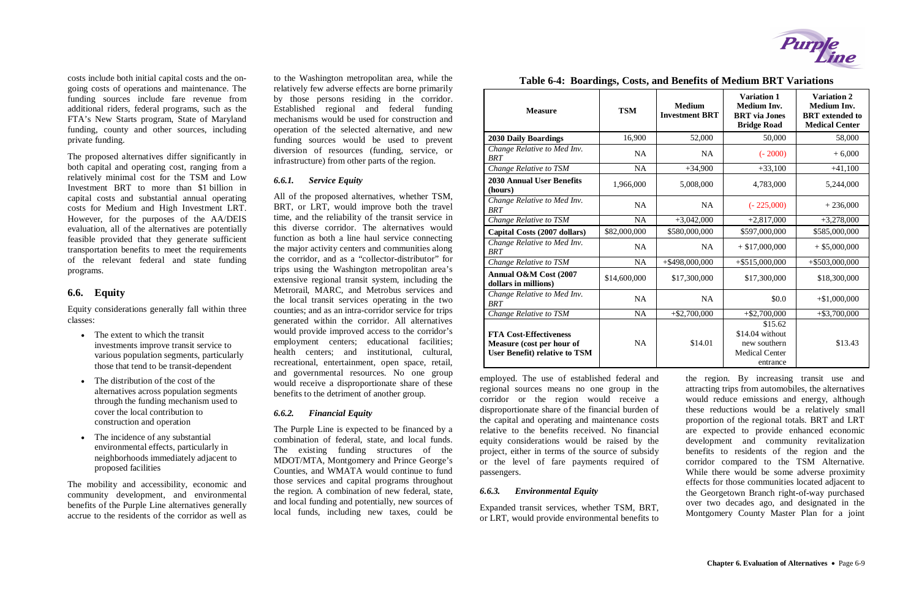costs include both initial capital costs and the on-going costs of operations and maintenance. The funding sources include fare revenue from additional riders, federal programs, such as the FTA's New Starts program, State of Maryland funding, county and other sources, including private funding.

The proposed alternatives differ significantly in both capital and operating cost, ranging from a relatively minimal cost for the TSM and Low Investment BRT to more than $1 billion in capital costs and substantial annual operating costs for Medium and High Investment LRT. However, for the purposes of the AA/DEIS evaluation, all of the alternatives are potentially feasible provided that they generate sufficient transportation benefits to meet the requirements of the relevant federal and state funding programs.

## 6.6. Equity

Equity considerations generally fall within three classes:

- The extent to which the transit investments improve transit service to various population segments, particularly those that tend to be transit-dependent
- The distribution of the cost of the alternatives across population segments through the funding mechanism used to cover the local contribution to construction and operation
- The incidence of any substantial environmental effects, particularly in neighborhoods immediately adjacent to proposed facilities

The mobility and accessibility, economic and community development, and environmental benefits of the Purple Line alternatives generally accrue to the residents of the corridor as well as to the Washington metropolitan area, while the relatively few adverse effects are borne primarily by those persons residing in the corridor. Established regional and federal funding mechanisms would be used for construction and operation of the selected alternative, and new funding sources would be used to prevent diversion of resources (funding, service, or infrastructure) from other parts of the region.

### *6.6.1. Service Equity*

All of the proposed alternatives, whether TSM, BRT, or LRT, would improve both the travel time, and the reliability of the transit service in this diverse corridor. The alternatives would function as both a line haul service connecting the major activity centers and communities along the corridor, and as a "collector-distributor" for trips using the Washington metropolitan area's extensive regional transit system, including the Metrorail, MARC, and Metrobus services and the local transit services operating in the two counties; and as an intra-corridor service for trips generated within the corridor. All alternatives would provide improved access to the corridor's employment centers; educational facilities; health centers; and institutional, cultural, recreational, entertainment, open space, retail, and governmental resources. No one group would receive a disproportionate share of these benefits to the detriment of another group.

### *6.6.2. Financial Equity*

The Purple Line is expected to be financed by a combination of federal, state, and local funds. The existing funding structures of the MDOT/MTA, Montgomery and Prince George's Counties, and WMATA would continue to fund those services and capital programs throughout the region. A combination of new federal, state, and local funding and potentially, new sources of local funds, including new taxes, could be employed. The use of established federal and regional sources means no one group in the corridor or the region would receive a disproportionate share of the financial burden of the capital and operating and maintenance costs relative to the benefits received. No financial equity considerations would be raised by the project, either in terms of the source of subsidy or the level of fare payments required of passengers.

**Table 6-4: Boardings, Costs, and Benefits of Medium BRT Variations**

| Measure | TSM | Medium Investment BRT | Variation 1 Medium Inv. BRT via Jones Bridge Road | Variation 2 Medium Inv. BRT extended to Medical Center |
|---|---|---|---|---|
| **2030 Daily Boardings** | 16,900 | 52,000 | 50,000 | 58,000 |
| *Change Relative to Med Inv. BRT* | NA | NA | (- 2000) | + 6,000 |
| *Change Relative to TSM* | NA | +34,900 | +33,100 | +41,100 |
| **2030 Annual User Benefits (hours)** | 1,966,000 | 5,008,000 | 4,783,000 | 5,244,000 |
| *Change Relative to Med Inv. BRT* | NA | NA | (- 225,000) | + 236,000 |
| *Change Relative to TSM* | NA | +3,042,000 | +2,817,000 | +3,278,000 |
| **Capital Costs (2007 dollars)** | $82,000,000 | $580,000,000 | $597,000,000 | $585,000,000 |
| *Change Relative to Med Inv. BRT* | NA | NA | + $17,000,000 | + $5,000,000 |
| *Change Relative to TSM* | NA | +$498,000,000 | +$515,000,000 | +$503,000,000 |
| **Annual O&M Cost (2007 dollars in millions)** | $14,600,000 | $17,300,000 | $17,300,000 | $18,300,000 |
| *Change Relative to Med Inv. BRT* | NA | NA | $0.0 | +$1,000,000 |
| *Change Relative to TSM* | NA | +$2,700,000 | +$2,700,000 | +$3,700,000 |
| **FTA Cost-Effectiveness Measure (cost per hour of User Benefit) relative to TSM** | NA | $14.01 | $15.62 $14.04 without new southern Medical Center entrance | $13.43 |

### *6.6.3. Environmental Equity*

Expanded transit services, whether TSM, BRT, or LRT, would provide environmental benefits to the region. By increasing transit use and attracting trips from automobiles, the alternatives would reduce emissions and energy, although these reductions would be a relatively small proportion of the regional totals. BRT and LRT are expected to provide enhanced economic development and community revitalization benefits to residents of the region and the corridor compared to the TSM Alternative. While there would be some adverse proximity effects for those communities located adjacent to the Georgetown Branch right-of-way purchased over two decades ago, and designated in the Montgomery County Master Plan for a joint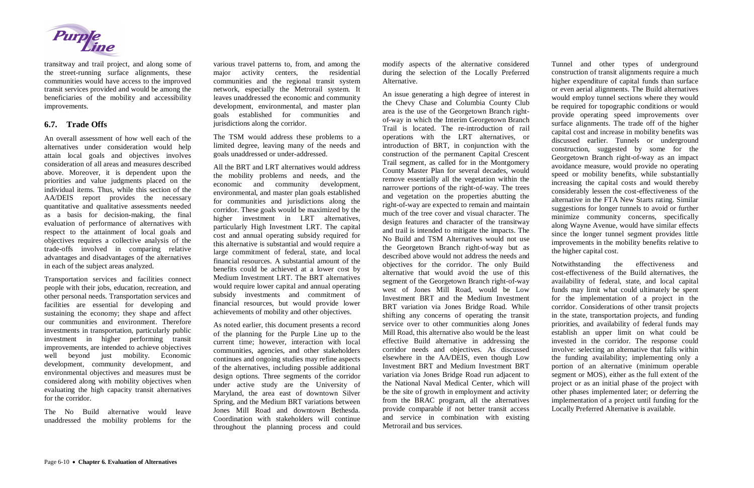transitway and trail project, and along some of the street-running surface alignments, these communities would have access to the improved transit services provided and would be among the beneficiaries of the mobility and accessibility improvements.

## 6.7. Trade Offs

An overall assessment of how well each of the alternatives under consideration would help attain local goals and objectives involves consideration of all areas and measures described above. Moreover, it is dependent upon the priorities and value judgments placed on the individual items. Thus, while this section of the AA/DEIS report provides the necessary quantitative and qualitative assessments needed as a basis for decision-making, the final evaluation of performance of alternatives with respect to the attainment of local goals and objectives requires a collective analysis of the trade-offs involved in comparing relative advantages and disadvantages of the alternatives in each of the subject areas analyzed.

Transportation services and facilities connect people with their jobs, education, recreation, and other personal needs. Transportation services and facilities are essential for developing and sustaining the economy; they shape and affect our communities and environment. Therefore investments in transportation, particularly public investment in higher performing transit improvements, are intended to achieve objectives well beyond just mobility. Economic development, community development, and environmental objectives and measures must be considered along with mobility objectives when evaluating the high capacity transit alternatives for the corridor.

The No Build alternative would leave unaddressed the mobility problems for the various travel patterns to, from, and among the major activity centers, the residential communities and the regional transit system network, especially the Metrorail system. It leaves unaddressed the economic and community development, environmental, and master plan goals established for communities and jurisdictions along the corridor.

The TSM would address these problems to a limited degree, leaving many of the needs and goals unaddressed or under-addressed.

All the BRT and LRT alternatives would address the mobility problems and needs, and the economic and community development, environmental, and master plan goals established for communities and jurisdictions along the corridor. These goals would be maximized by the higher investment in LRT alternatives, particularly High Investment LRT. The capital cost and annual operating subsidy required for this alternative is substantial and would require a large commitment of federal, state, and local financial resources. A substantial amount of the benefits could be achieved at a lower cost by Medium Investment LRT. The BRT alternatives would require lower capital and annual operating subsidy investments and commitment of financial resources, but would provide lower achievements of mobility and other objectives.

As noted earlier, this document presents a record of the planning for the Purple Line up to the current time; however, interaction with local communities, agencies, and other stakeholders continues and ongoing studies may refine aspects of the alternatives, including possible additional design options. Three segments of the corridor under active study are the University of Maryland, the area east of downtown Silver Spring, and the Medium BRT variations between Jones Mill Road and downtown Bethesda. Coordination with stakeholders will continue throughout the planning process and could modify aspects of the alternative considered during the selection of the Locally Preferred Alternative.

An issue generating a high degree of interest in the Chevy Chase and Columbia County Club area is the use of the Georgetown Branch right-of-way in which the Interim Georgetown Branch Trail is located. The re-introduction of rail operations with the LRT alternatives, or introduction of BRT, in conjunction with the construction of the permanent Capital Crescent Trail segment, as called for in the Montgomery County Master Plan for several decades, would remove essentially all the vegetation within the narrower portions of the right-of-way. The trees and vegetation on the properties abutting the right-of-way are expected to remain and maintain much of the tree cover and visual character. The design features and character of the transitway and trail is intended to mitigate the impacts. The No Build and TSM Alternatives would not use the Georgetown Branch right-of-way but as described above would not address the needs and objectives for the corridor. The only Build alternative that would avoid the use of this segment of the Georgetown Branch right-of-way west of Jones Mill Road, would be Low Investment BRT and the Medium Investment BRT variation via Jones Bridge Road. While shifting any concerns of operating the transit service over to other communities along Jones Mill Road, this alternative also would be the least effective Build alternative in addressing the corridor needs and objectives. As discussed elsewhere in the AA/DEIS, even though Low Investment BRT and Medium Investment BRT variation via Jones Bridge Road run adjacent to the National Naval Medical Center, which will be the site of growth in employment and activity from the BRAC program, all the alternatives provide comparable if not better transit access and service in combination with existing Metrorail and bus services.

Tunnel and other types of underground construction of transit alignments require a much higher expenditure of capital funds than surface or even aerial alignments. The Build alternatives would employ tunnel sections where they would be required for topographic conditions or would provide operating speed improvements over surface alignments. The trade off of the higher capital cost and increase in mobility benefits was discussed earlier. Tunnels or underground construction, suggested by some for the Georgetown Branch right-of-way as an impact avoidance measure, would provide no operating speed or mobility benefits, while substantially increasing the capital costs and would thereby considerably lessen the cost-effectiveness of the alternative in the FTA New Starts rating. Similar suggestions for longer tunnels to avoid or further minimize community concerns, specifically along Wayne Avenue, would have similar effects since the longer tunnel segment provides little improvements in the mobility benefits relative to the higher capital cost.

Notwithstanding the effectiveness and cost-effectiveness of the Build alternatives, the availability of federal, state, and local capital funds may limit what could ultimately be spent for the implementation of a project in the corridor. Considerations of other transit projects in the state, transportation projects, and funding priorities, and availability of federal funds may establish an upper limit on what could be invested in the corridor. The response could involve: selecting an alternative that falls within the funding availability; implementing only a portion of an alternative (minimum operable segment or MOS), either as the full extent of the project or as an initial phase of the project with other phases implemented later; or deferring the implementation of a project until funding for the Locally Preferred Alternative is available.